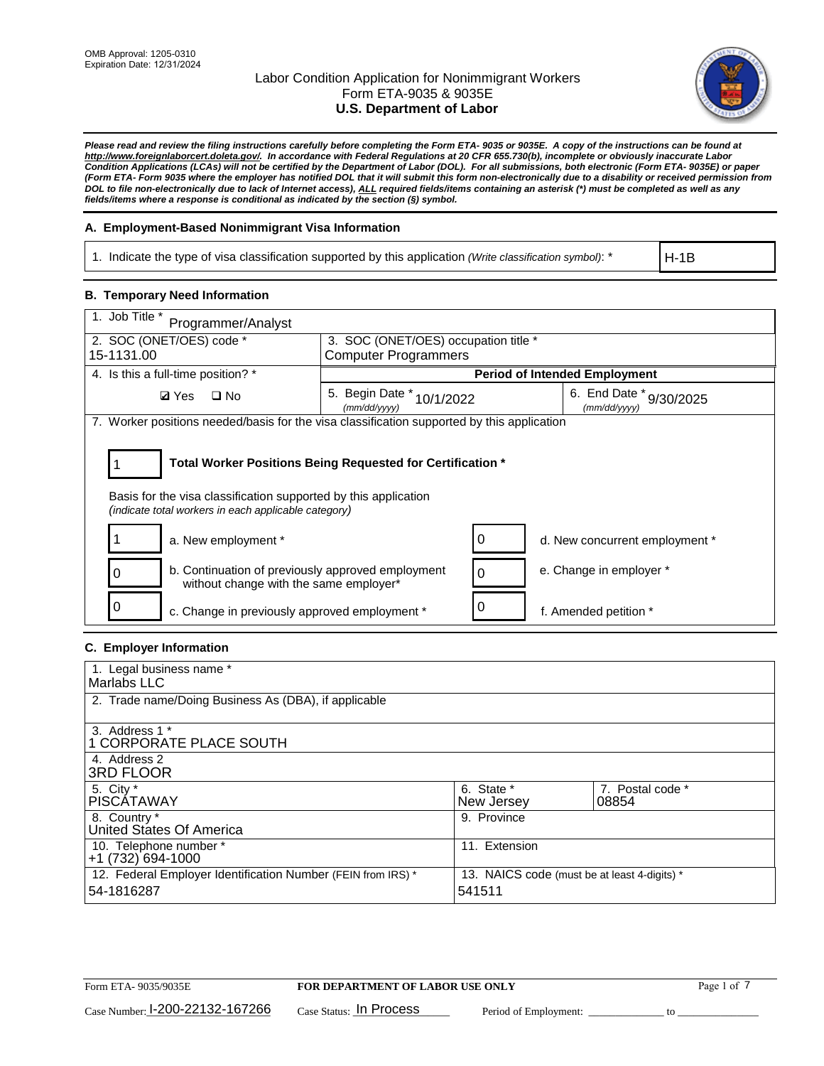OMB Approval: 1205-0310
Expiration Date: 12/31/2024

# Labor Condition Application for Nonimmigrant Workers
## Form ETA-9035 & 9035E
## U.S. Department of Labor

***Please read and review the filing instructions carefully before completing the Form ETA- 9035 or 9035E. A copy of the instructions can be found at http://www.foreignlaborcert.doleta.gov/. In accordance with Federal Regulations at 20 CFR 655.730(b), incomplete or obviously inaccurate Labor Condition Applications (LCAs) will not be certified by the Department of Labor (DOL). For all submissions, both electronic (Form ETA- 9035E) or paper (Form ETA- Form 9035 where the employer has notified DOL that it will submit this form non-electronically due to a disability or received permission from DOL to file non-electronically due to lack of Internet access), ALL required fields/items containing an asterisk (*) must be completed as well as any fields/items where a response is conditional as indicated by the section (§) symbol.***

### A. Employment-Based Nonimmigrant Visa Information

| 1. Indicate the type of visa classification supported by this application *(Write classification symbol)*: * | H-1B |
|---|---|

### B. Temporary Need Information

| 1. Job Title * Programmer/Analyst | | |
|---|---|---|
| 2. SOC (ONET/OES) code * 15-1131.00 | 3. SOC (ONET/OES) occupation title * Computer Programmers | |
| 4. Is this a full-time position? * | **Period of Intended Employment** | |
| ☑ Yes ☐ No | 5. Begin Date * *(mm/dd/yyyy)* 10/1/2022 | 6. End Date * *(mm/dd/yyyy)* 9/30/2025 |

7. Worker positions needed/basis for the visa classification supported by this application

1 **Total Worker Positions Being Requested for Certification ***

Basis for the visa classification supported by this application
*(indicate total workers in each applicable category)*

| Count | Category | Count | Category |
|---|---|---|---|
| 1 | a. New employment * | 0 | d. New concurrent employment * |
| 0 | b. Continuation of previously approved employment without change with the same employer* | 0 | e. Change in employer * |
| 0 | c. Change in previously approved employment * | 0 | f. Amended petition * |

### C. Employer Information

| 1. Legal business name * Marlabs LLC | | |
|---|---|---|
| 2. Trade name/Doing Business As (DBA), if applicable | | |
| 3. Address 1 * 1 CORPORATE PLACE SOUTH | | |
| 4. Address 2 3RD FLOOR | | |
| 5. City * PISCATAWAY | 6. State * New Jersey | 7. Postal code * 08854 |
| 8. Country * United States Of America | 9. Province | |
| 10. Telephone number * +1 (732) 694-1000 | 11. Extension | |
| 12. Federal Employer Identification Number (FEIN from IRS) * 54-1816287 | 13. NAICS code (must be at least 4-digits) * 541511 | |

Form ETA- 9035/9035E — **FOR DEPARTMENT OF LABOR USE ONLY**

Case Number: I-200-22132-167266 Case Status: In Process Period of Employment: _____________ to _____________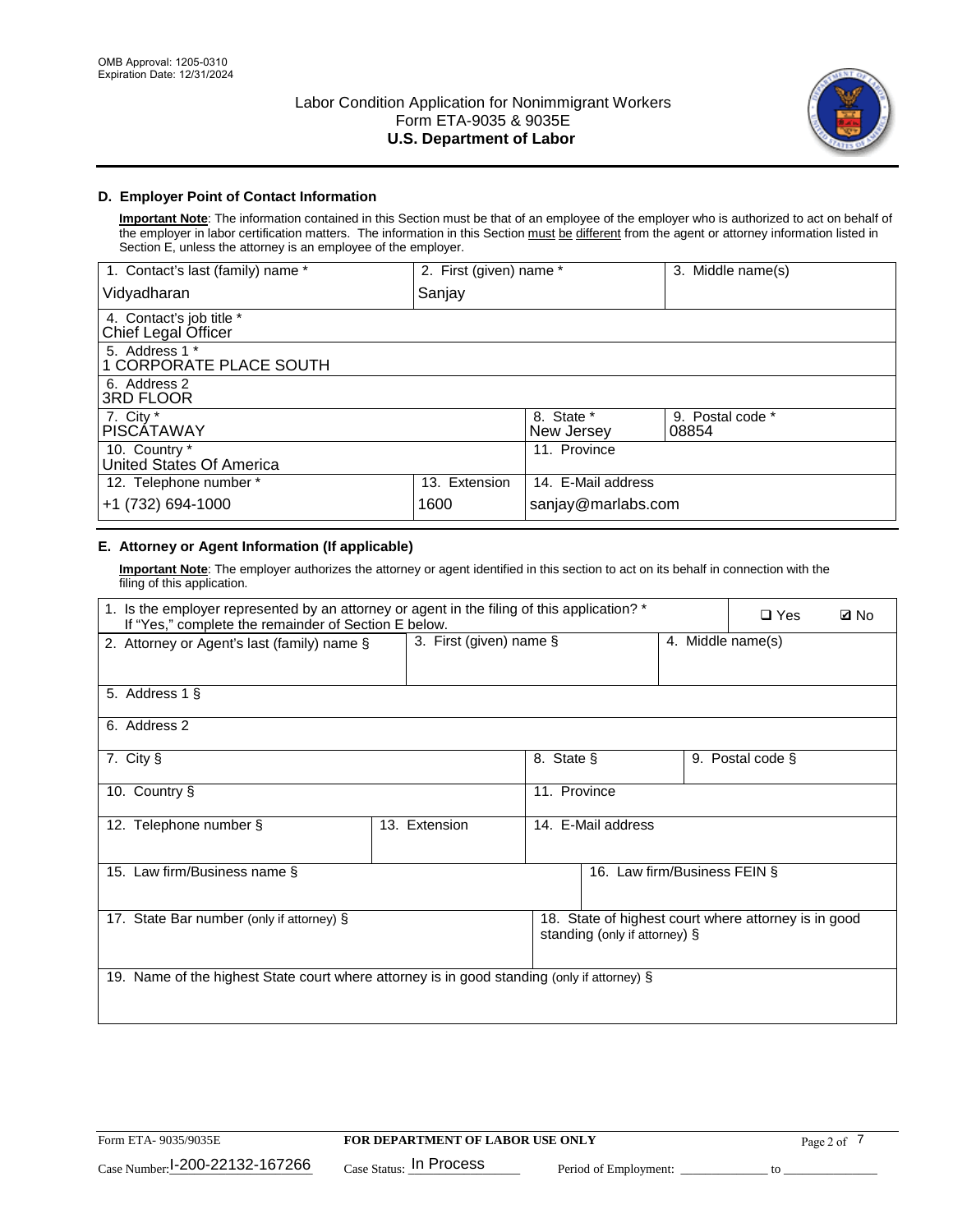OMB Approval: 1205-0310
Expiration Date: 12/31/2024

# Labor Condition Application for Nonimmigrant Workers
## Form ETA-9035 & 9035E
## U.S. Department of Labor

### D. Employer Point of Contact Information

**Important Note**: The information contained in this Section must be that of an employee of the employer who is authorized to act on behalf of the employer in labor certification matters. The information in this Section must be different from the agent or attorney information listed in Section E, unless the attorney is an employee of the employer.

| 1. Contact's last (family) name * | 2. First (given) name * | 3. Middle name(s) |
|---|---|---|
| Vidyadharan | Sanjay | |
| 4. Contact's job title * Chief Legal Officer | | |
| 5. Address 1 * 1 CORPORATE PLACE SOUTH | | |
| 6. Address 2 3RD FLOOR | | |
| 7. City * PISCATAWAY | 8. State * New Jersey | 9. Postal code * 08854 |
| 10. Country * United States Of America | 11. Province | |
| 12. Telephone number * +1 (732) 694-1000 | 13. Extension 1600 | 14. E-Mail address sanjay@marlabs.com |

### E. Attorney or Agent Information (If applicable)

**Important Note**: The employer authorizes the attorney or agent identified in this section to act on its behalf in connection with the filing of this application.

| 1. Is the employer represented by an attorney or agent in the filing of this application? * If "Yes," complete the remainder of Section E below. | ☐ Yes | ☑ No |
|---|---|---|
| 2. Attorney or Agent's last (family) name § | 3. First (given) name § | 4. Middle name(s) |
| 5. Address 1 § | | |
| 6. Address 2 | | |
| 7. City § | 8. State § | 9. Postal code § |
| 10. Country § | 11. Province | |
| 12. Telephone number § | 13. Extension | 14. E-Mail address |
| 15. Law firm/Business name § | 16. Law firm/Business FEIN § | |
| 17. State Bar number (only if attorney) § | 18. State of highest court where attorney is in good standing (only if attorney) § | |
| 19. Name of the highest State court where attorney is in good standing (only if attorney) § | | |

Form ETA- 9035/9035E | FOR DEPARTMENT OF LABOR USE ONLY

Case Number: I-200-22132-167266 Case Status: In Process Period of Employment: _____________ to _____________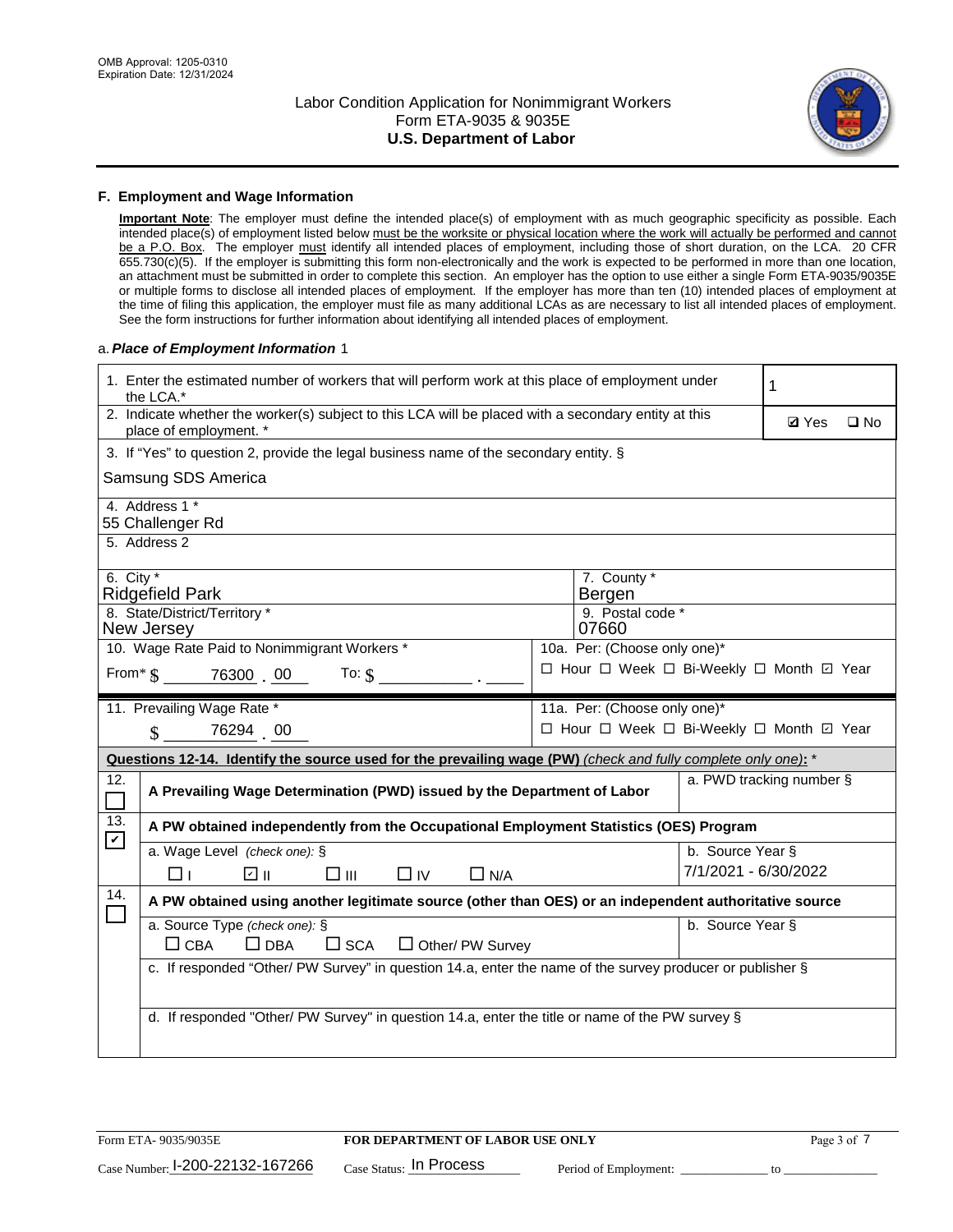OMB Approval: 1205-0310
Expiration Date: 12/31/2024

# Labor Condition Application for Nonimmigrant Workers
## Form ETA-9035 & 9035E
## U.S. Department of Labor

### F. Employment and Wage Information

**Important Note**: The employer must define the intended place(s) of employment with as much geographic specificity as possible. Each intended place(s) of employment listed below must be the worksite or physical location where the work will actually be performed and cannot be a P.O. Box. The employer must identify all intended places of employment, including those of short duration, on the LCA. 20 CFR 655.730(c)(5). If the employer is submitting this form non-electronically and the work is expected to be performed in more than one location, an attachment must be submitted in order to complete this section. An employer has the option to use either a single Form ETA-9035/9035E or multiple forms to disclose all intended places of employment. If the employer has more than ten (10) intended places of employment at the time of filing this application, the employer must file as many additional LCAs as are necessary to list all intended places of employment. See the form instructions for further information about identifying all intended places of employment.

a. *Place of Employment Information* 1

| | |
|---|---|
| 1. Enter the estimated number of workers that will perform work at this place of employment under the LCA.* | 1 |
| 2. Indicate whether the worker(s) subject to this LCA will be placed with a secondary entity at this place of employment. * | ☑ Yes ☐ No |
| 3. If "Yes" to question 2, provide the legal business name of the secondary entity. § Samsung SDS America | |
| 4. Address 1 * 55 Challenger Rd | |
| 5. Address 2 | |
| 6. City * Ridgefield Park | 7. County * Bergen |
| 8. State/District/Territory * New Jersey | 9. Postal code * 07660 |
| 10. Wage Rate Paid to Nonimmigrant Workers * From* $ 76300 . 00 To: $ ____ . ____ | 10a. Per: (Choose only one)* ☐ Hour ☐ Week ☐ Bi-Weekly ☐ Month ☑ Year |
| 11. Prevailing Wage Rate * $ 76294 . 00 | 11a. Per: (Choose only one)* ☐ Hour ☐ Week ☐ Bi-Weekly ☐ Month ☑ Year |

**Questions 12-14. Identify the source used for the prevailing wage (PW)** *(check and fully complete only one)*: *

| | | |
|---|---|---|
| 12. ☐ | **A Prevailing Wage Determination (PWD) issued by the Department of Labor** | a. PWD tracking number § |
| 13. ☑ | **A PW obtained independently from the Occupational Employment Statistics (OES) Program** | |
| | a. Wage Level *(check one)*: § ☐ I ☑ II ☐ III ☐ IV ☐ N/A | b. Source Year § 7/1/2021 - 6/30/2022 |
| 14. ☐ | **A PW obtained using another legitimate source (other than OES) or an independent authoritative source** | |
| | a. Source Type *(check one)*: § ☐ CBA ☐ DBA ☐ SCA ☐ Other/ PW Survey | b. Source Year § |
| | c. If responded "Other/ PW Survey" in question 14.a, enter the name of the survey producer or publisher § | |
| | d. If responded "Other/ PW Survey" in question 14.a, enter the title or name of the PW survey § | |

Form ETA- 9035/9035E | **FOR DEPARTMENT OF LABOR USE ONLY**

Case Number: I-200-22132-167266 Case Status: In Process Period of Employment: ____________ to ____________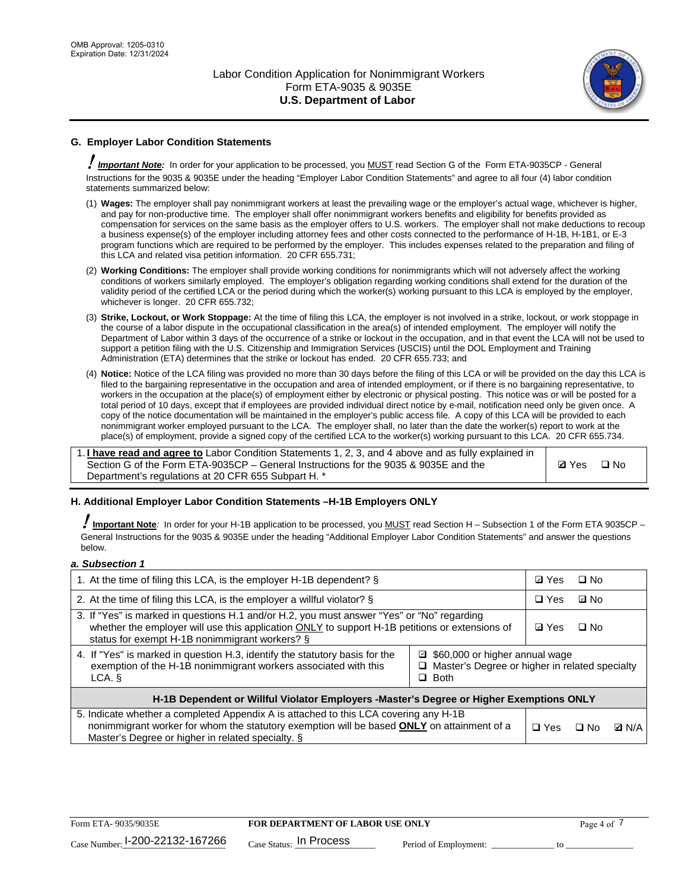## G. Employer Labor Condition Statements

! ***Important Note:*** In order for your application to be processed, you MUST read Section G of the Form ETA-9035CP - General Instructions for the 9035 & 9035E under the heading "Employer Labor Condition Statements" and agree to all four (4) labor condition statements summarized below:

(1) **Wages:** The employer shall pay nonimmigrant workers at least the prevailing wage or the employer's actual wage, whichever is higher, and pay for non-productive time. The employer shall offer nonimmigrant workers benefits and eligibility for benefits provided as compensation for services on the same basis as the employer offers to U.S. workers. The employer shall not make deductions to recoup a business expense(s) of the employer including attorney fees and other costs connected to the performance of H-1B, H-1B1, or E-3 program functions which are required to be performed by the employer. This includes expenses related to the preparation and filing of this LCA and related visa petition information. 20 CFR 655.731;

(2) **Working Conditions:** The employer shall provide working conditions for nonimmigrants which will not adversely affect the working conditions of workers similarly employed. The employer's obligation regarding working conditions shall extend for the duration of the validity period of the certified LCA or the period during which the worker(s) working pursuant to this LCA is employed by the employer, whichever is longer. 20 CFR 655.732;

(3) **Strike, Lockout, or Work Stoppage:** At the time of filing this LCA, the employer is not involved in a strike, lockout, or work stoppage in the course of a labor dispute in the occupational classification in the area(s) of intended employment. The employer will notify the Department of Labor within 3 days of the occurrence of a strike or lockout in the occupation, and in that event the LCA will not be used to support a petition filing with the U.S. Citizenship and Immigration Services (USCIS) until the DOL Employment and Training Administration (ETA) determines that the strike or lockout has ended. 20 CFR 655.733; and

(4) **Notice:** Notice of the LCA filing was provided no more than 30 days before the filing of this LCA or will be provided on the day this LCA is filed to the bargaining representative in the occupation and area of intended employment, or if there is no bargaining representative, to workers in the occupation at the place(s) of employment either by electronic or physical posting. This notice was or will be posted for a total period of 10 days, except that if employees are provided individual direct notice by e-mail, notification need only be given once. A copy of the notice documentation will be maintained in the employer's public access file. A copy of this LCA will be provided to each nonimmigrant worker employed pursuant to the LCA. The employer shall, no later than the date the worker(s) report to work at the place(s) of employment, provide a signed copy of the certified LCA to the worker(s) working pursuant to this LCA. 20 CFR 655.734.

| 1. **I have read and agree to** Labor Condition Statements 1, 2, 3, and 4 above and as fully explained in Section G of the Form ETA-9035CP – General Instructions for the 9035 & 9035E and the Department's regulations at 20 CFR 655 Subpart H. * | ☑ Yes ☐ No |
|---|---|

## H. Additional Employer Labor Condition Statements –H-1B Employers ONLY

! **Important Note**: In order for your H-1B application to be processed, you MUST read Section H – Subsection 1 of the Form ETA 9035CP – General Instructions for the 9035 & 9035E under the heading "Additional Employer Labor Condition Statements" and answer the questions below.

***a. Subsection 1***

| | | |
|---|---|---|
| 1. At the time of filing this LCA, is the employer H-1B dependent? § | | ☑ Yes ☐ No |
| 2. At the time of filing this LCA, is the employer a willful violator? § | | ☐ Yes ☑ No |
| 3. If "Yes" is marked in questions H.1 and/or H.2, you must answer "Yes" or "No" regarding whether the employer will use this application ONLY to support H-1B petitions or extensions of status for exempt H-1B nonimmigrant workers? § | | ☑ Yes ☐ No |
| 4. If "Yes" is marked in question H.3, identify the statutory basis for the exemption of the H-1B nonimmigrant workers associated with this LCA. § | ☑ $60,000 or higher annual wage<br>☐ Master's Degree or higher in related specialty<br>☐ Both | |
| **H-1B Dependent or Willful Violator Employers -Master's Degree or Higher Exemptions ONLY** | | |
| 5. Indicate whether a completed Appendix A is attached to this LCA covering any H-1B nonimmigrant worker for whom the statutory exemption will be based **ONLY** on attainment of a Master's Degree or higher in related specialty. § | | ☐ Yes ☐ No ☑ N/A |

Form ETA- 9035/9035E | **FOR DEPARTMENT OF LABOR USE ONLY** | Case Number: I-200-22132-167266 | Case Status: In Process | Period of Employment: _____________ to _______________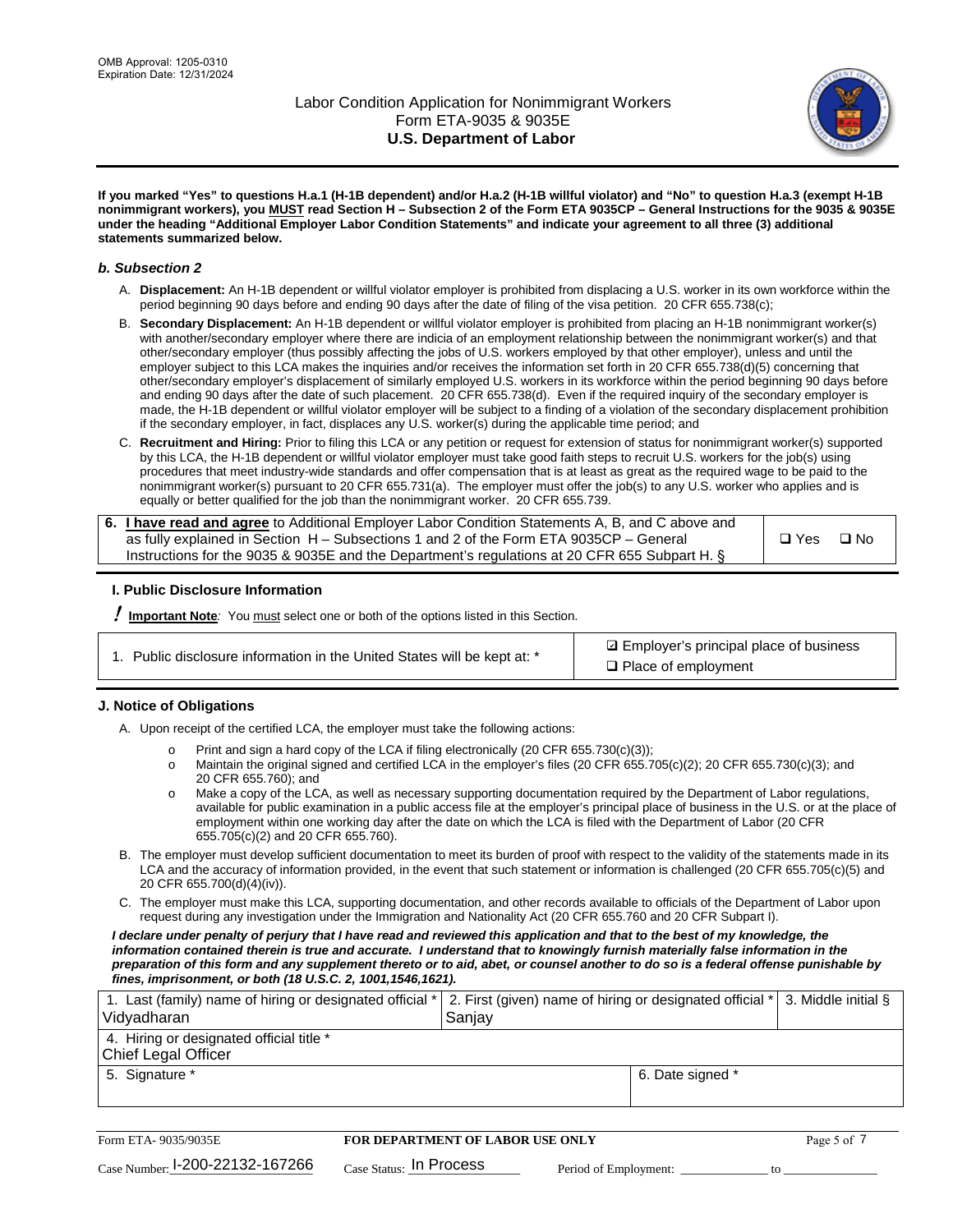**If you marked "Yes" to questions H.a.1 (H-1B dependent) and/or H.a.2 (H-1B willful violator) and "No" to question H.a.3 (exempt H-1B nonimmigrant workers), you MUST read Section H – Subsection 2 of the Form ETA 9035CP – General Instructions for the 9035 & 9035E under the heading "Additional Employer Labor Condition Statements" and indicate your agreement to all three (3) additional statements summarized below.**

### *b. Subsection 2*

A. **Displacement:** An H-1B dependent or willful violator employer is prohibited from displacing a U.S. worker in its own workforce within the period beginning 90 days before and ending 90 days after the date of filing of the visa petition. 20 CFR 655.738(c);

B. **Secondary Displacement:** An H-1B dependent or willful violator employer is prohibited from placing an H-1B nonimmigrant worker(s) with another/secondary employer where there are indicia of an employment relationship between the nonimmigrant worker(s) and that other/secondary employer (thus possibly affecting the jobs of U.S. workers employed by that other employer), unless and until the employer subject to this LCA makes the inquiries and/or receives the information set forth in 20 CFR 655.738(d)(5) concerning that other/secondary employer's displacement of similarly employed U.S. workers in its workforce within the period beginning 90 days before and ending 90 days after the date of such placement. 20 CFR 655.738(d). Even if the required inquiry of the secondary employer is made, the H-1B dependent or willful violator employer will be subject to a finding of a violation of the secondary displacement prohibition if the secondary employer, in fact, displaces any U.S. worker(s) during the applicable time period; and

C. **Recruitment and Hiring:** Prior to filing this LCA or any petition or request for extension of status for nonimmigrant worker(s) supported by this LCA, the H-1B dependent or willful violator employer must take good faith steps to recruit U.S. workers for the job(s) using procedures that meet industry-wide standards and offer compensation that is at least as great as the required wage to be paid to the nonimmigrant worker(s) pursuant to 20 CFR 655.731(a). The employer must offer the job(s) to any U.S. worker who applies and is equally or better qualified for the job than the nonimmigrant worker. 20 CFR 655.739.

| 6. **I have read and agree** to Additional Employer Labor Condition Statements A, B, and C above and as fully explained in Section H – Subsections 1 and 2 of the Form ETA 9035CP – General Instructions for the 9035 & 9035E and the Department's regulations at 20 CFR 655 Subpart H. § | ❑ Yes ❑ No |
|---|---|

### I. Public Disclosure Information

**! Important Note:** You must select one or both of the options listed in this Section.

| 1. Public disclosure information in the United States will be kept at: * | ☑ Employer's principal place of business<br>❑ Place of employment |
|---|---|

### J. Notice of Obligations

A. Upon receipt of the certified LCA, the employer must take the following actions:

- o Print and sign a hard copy of the LCA if filing electronically (20 CFR 655.730(c)(3));
- o Maintain the original signed and certified LCA in the employer's files (20 CFR 655.705(c)(2); 20 CFR 655.730(c)(3); and 20 CFR 655.760); and
- o Make a copy of the LCA, as well as necessary supporting documentation required by the Department of Labor regulations, available for public examination in a public access file at the employer's principal place of business in the U.S. or at the place of employment within one working day after the date on which the LCA is filed with the Department of Labor (20 CFR 655.705(c)(2) and 20 CFR 655.760).

B. The employer must develop sufficient documentation to meet its burden of proof with respect to the validity of the statements made in its LCA and the accuracy of information provided, in the event that such statement or information is challenged (20 CFR 655.705(c)(5) and 20 CFR 655.700(d)(4)(iv)).

C. The employer must make this LCA, supporting documentation, and other records available to officials of the Department of Labor upon request during any investigation under the Immigration and Nationality Act (20 CFR 655.760 and 20 CFR Subpart I).

***I declare under penalty of perjury that I have read and reviewed this application and that to the best of my knowledge, the information contained therein is true and accurate. I understand that to knowingly furnish materially false information in the preparation of this form and any supplement thereto or to aid, abet, or counsel another to do so is a federal offense punishable by fines, imprisonment, or both (18 U.S.C. 2, 1001,1546,1621).***

| 1. Last (family) name of hiring or designated official *<br>Vidyadharan | 2. First (given) name of hiring or designated official *<br>Sanjay | 3. Middle initial § |
|---|---|---|
| 4. Hiring or designated official title *<br>Chief Legal Officer | | |
| 5. Signature * | 6. Date signed * | |

| Form ETA- 9035/9035E | FOR DEPARTMENT OF LABOR USE ONLY | |
|---|---|---|
| Case Number: I-200-22132-167266 | Case Status: In Process | Period of Employment: _____________ to _____________ |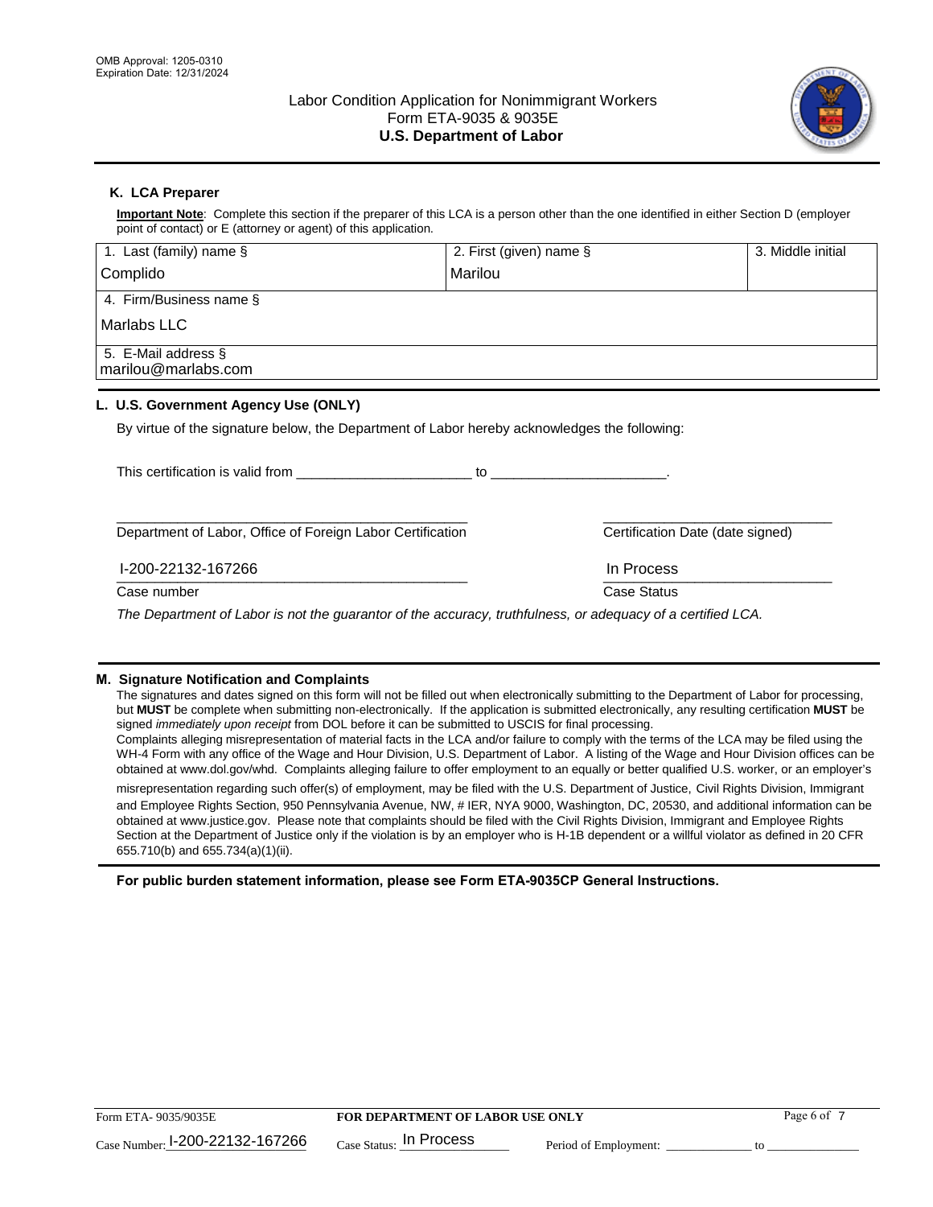OMB Approval: 1205-0310
Expiration Date: 12/31/2024

# Labor Condition Application for Nonimmigrant Workers
Form ETA-9035 & 9035E
**U.S. Department of Labor**

## K. LCA Preparer

**Important Note**: Complete this section if the preparer of this LCA is a person other than the one identified in either Section D (employer point of contact) or E (attorney or agent) of this application.

| 1. Last (family) name § | 2. First (given) name § | 3. Middle initial |
|---|---|---|
| Complido | Marilou | |
| 4. Firm/Business name § | | |
| Marlabs LLC | | |
| 5. E-Mail address § | | |
| marilou@marlabs.com | | |

## L. U.S. Government Agency Use (ONLY)

By virtue of the signature below, the Department of Labor hereby acknowledges the following:

This certification is valid from ______________________ to ______________________.

______________________________________________ ______________________________
Department of Labor, Office of Foreign Labor Certification    Certification Date (date signed)

I-200-22132-167266    In Process
Case number    Case Status

*The Department of Labor is not the guarantor of the accuracy, truthfulness, or adequacy of a certified LCA.*

## M. Signature Notification and Complaints

The signatures and dates signed on this form will not be filled out when electronically submitting to the Department of Labor for processing, but **MUST** be complete when submitting non-electronically. If the application is submitted electronically, any resulting certification **MUST** be signed *immediately upon receipt* from DOL before it can be submitted to USCIS for final processing.

Complaints alleging misrepresentation of material facts in the LCA and/or failure to comply with the terms of the LCA may be filed using the WH-4 Form with any office of the Wage and Hour Division, U.S. Department of Labor. A listing of the Wage and Hour Division offices can be obtained at www.dol.gov/whd. Complaints alleging failure to offer employment to an equally or better qualified U.S. worker, or an employer's misrepresentation regarding such offer(s) of employment, may be filed with the U.S. Department of Justice, Civil Rights Division, Immigrant and Employee Rights Section, 950 Pennsylvania Avenue, NW, # IER, NYA 9000, Washington, DC, 20530, and additional information can be obtained at www.justice.gov. Please note that complaints should be filed with the Civil Rights Division, Immigrant and Employee Rights Section at the Department of Justice only if the violation is by an employer who is H-1B dependent or a willful violator as defined in 20 CFR 655.710(b) and 655.734(a)(1)(ii).

**For public burden statement information, please see Form ETA-9035CP General Instructions.**

Form ETA- 9035/9035E    **FOR DEPARTMENT OF LABOR USE ONLY**

Case Number: I-200-22132-167266    Case Status: In Process    Period of Employment: ____________ to ______________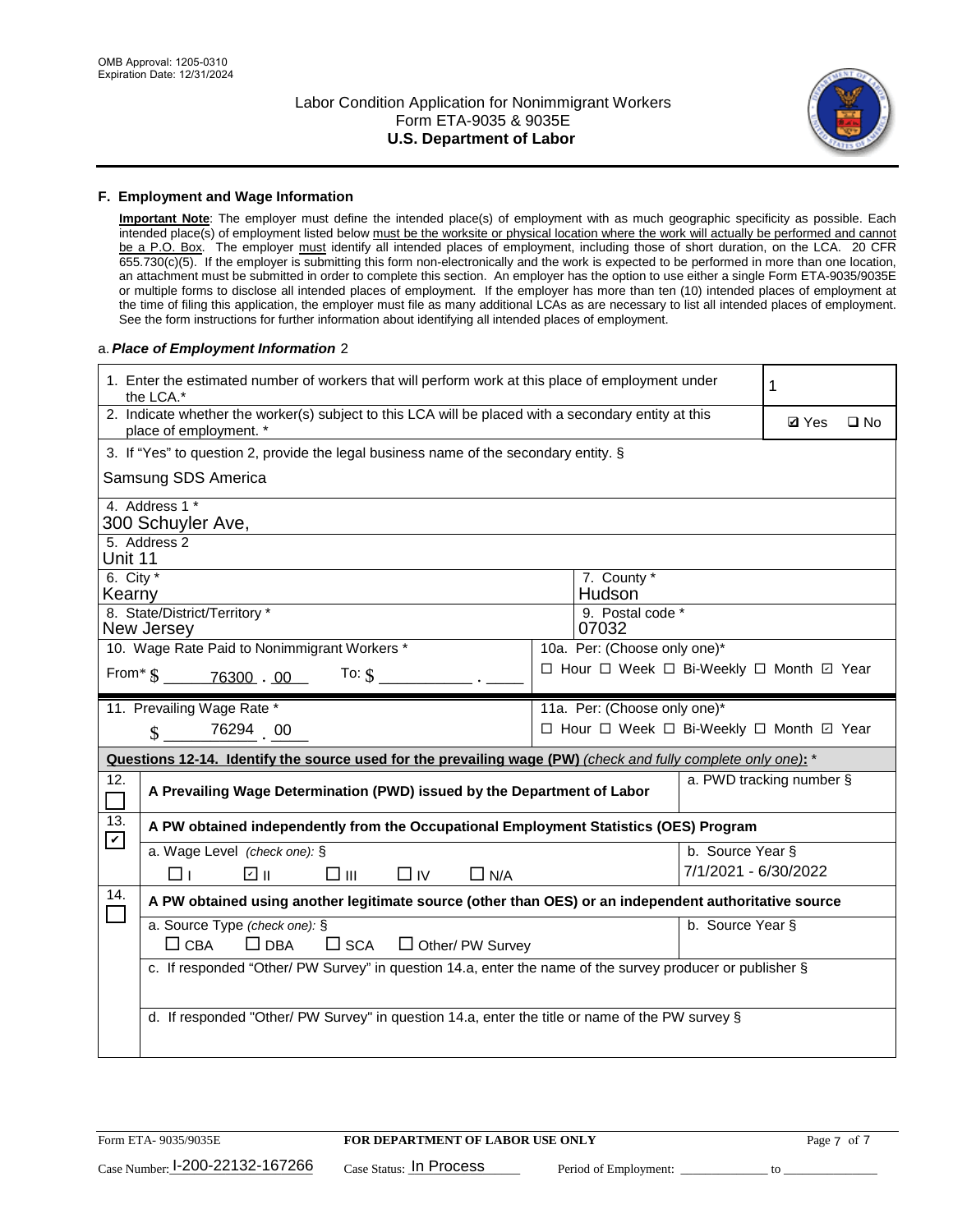OMB Approval: 1205-0310
Expiration Date: 12/31/2024

Labor Condition Application for Nonimmigrant Workers
Form ETA-9035 & 9035E
**U.S. Department of Labor**

### F. Employment and Wage Information

**Important Note**: The employer must define the intended place(s) of employment with as much geographic specificity as possible. Each intended place(s) of employment listed below must be the worksite or physical location where the work will actually be performed and cannot be a P.O. Box. The employer must identify all intended places of employment, including those of short duration, on the LCA. 20 CFR 655.730(c)(5). If the employer is submitting this form non-electronically and the work is expected to be performed in more than one location, an attachment must be submitted in order to complete this section. An employer has the option to use either a single Form ETA-9035/9035E or multiple forms to disclose all intended places of employment. If the employer has more than ten (10) intended places of employment at the time of filing this application, the employer must file as many additional LCAs as are necessary to list all intended places of employment. See the form instructions for further information about identifying all intended places of employment.

a. ***Place of Employment Information*** 2

| | |
|---|---|
| 1. Enter the estimated number of workers that will perform work at this place of employment under the LCA.* | 1 |
| 2. Indicate whether the worker(s) subject to this LCA will be placed with a secondary entity at this place of employment. * | ☑ Yes ☐ No |
| 3. If "Yes" to question 2, provide the legal business name of the secondary entity. § Samsung SDS America | |
| 4. Address 1 * 300 Schuyler Ave, | |
| 5. Address 2 Unit 11 | |
| 6. City * Kearny | 7. County * Hudson |
| 8. State/District/Territory * New Jersey | 9. Postal code * 07032 |
| 10. Wage Rate Paid to Nonimmigrant Workers * From* $ 76300 . 00 To: $ ________ . ____ | 10a. Per: (Choose only one)* ☐ Hour ☐ Week ☐ Bi-Weekly ☐ Month ☑ Year |
| 11. Prevailing Wage Rate * $ 76294 . 00 | 11a. Per: (Choose only one)* ☐ Hour ☐ Week ☐ Bi-Weekly ☐ Month ☑ Year |

**Questions 12-14. Identify the source used for the prevailing wage (PW)** *(check and fully complete only one)*: *

| | | |
|---|---|---|
| 12. ☐ | A Prevailing Wage Determination (PWD) issued by the Department of Labor | a. PWD tracking number § |
| 13. ☑ | A PW obtained independently from the Occupational Employment Statistics (OES) Program | |
| | a. Wage Level *(check one)*: § ☐ I ☑ II ☐ III ☐ IV ☐ N/A | b. Source Year § 7/1/2021 - 6/30/2022 |
| 14. ☐ | A PW obtained using another legitimate source (other than OES) or an independent authoritative source | |
| | a. Source Type *(check one)*: § ☐ CBA ☐ DBA ☐ SCA ☐ Other/ PW Survey | b. Source Year § |
| | c. If responded "Other/ PW Survey" in question 14.a, enter the name of the survey producer or publisher § | |
| | d. If responded "Other/ PW Survey" in question 14.a, enter the title or name of the PW survey § | |

Form ETA- 9035/9035E | **FOR DEPARTMENT OF LABOR USE ONLY**

Case Number: I-200-22132-167266 Case Status: In Process Period of Employment: ____________ to ____________